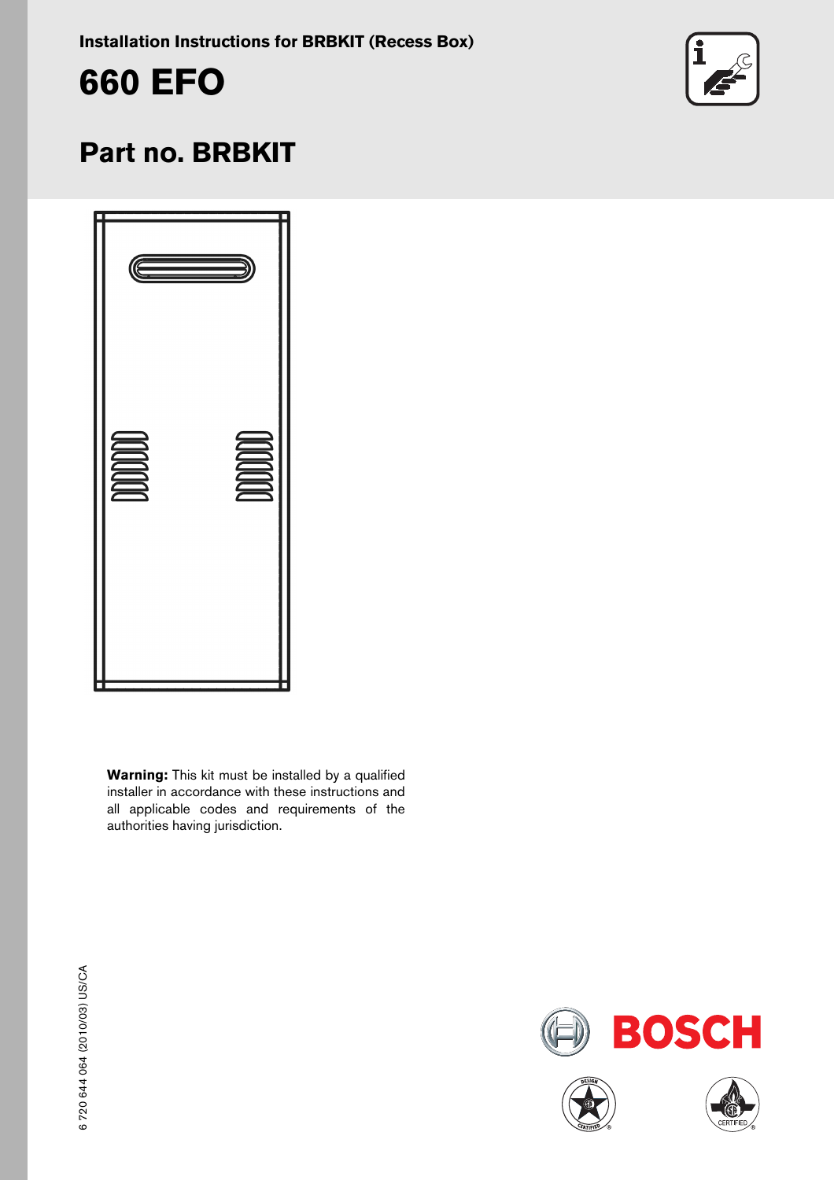**Installation Instructions for BRBKIT (Recess Box)**

# 660 EFO

## Part no. BRBKIT

**Warning:** This kit must be installed by a qualified installer in accordance with these instructions and all applicable codes and requirements of the authorities having jurisdiction.

6 720 644 064 (2010/03) US/CA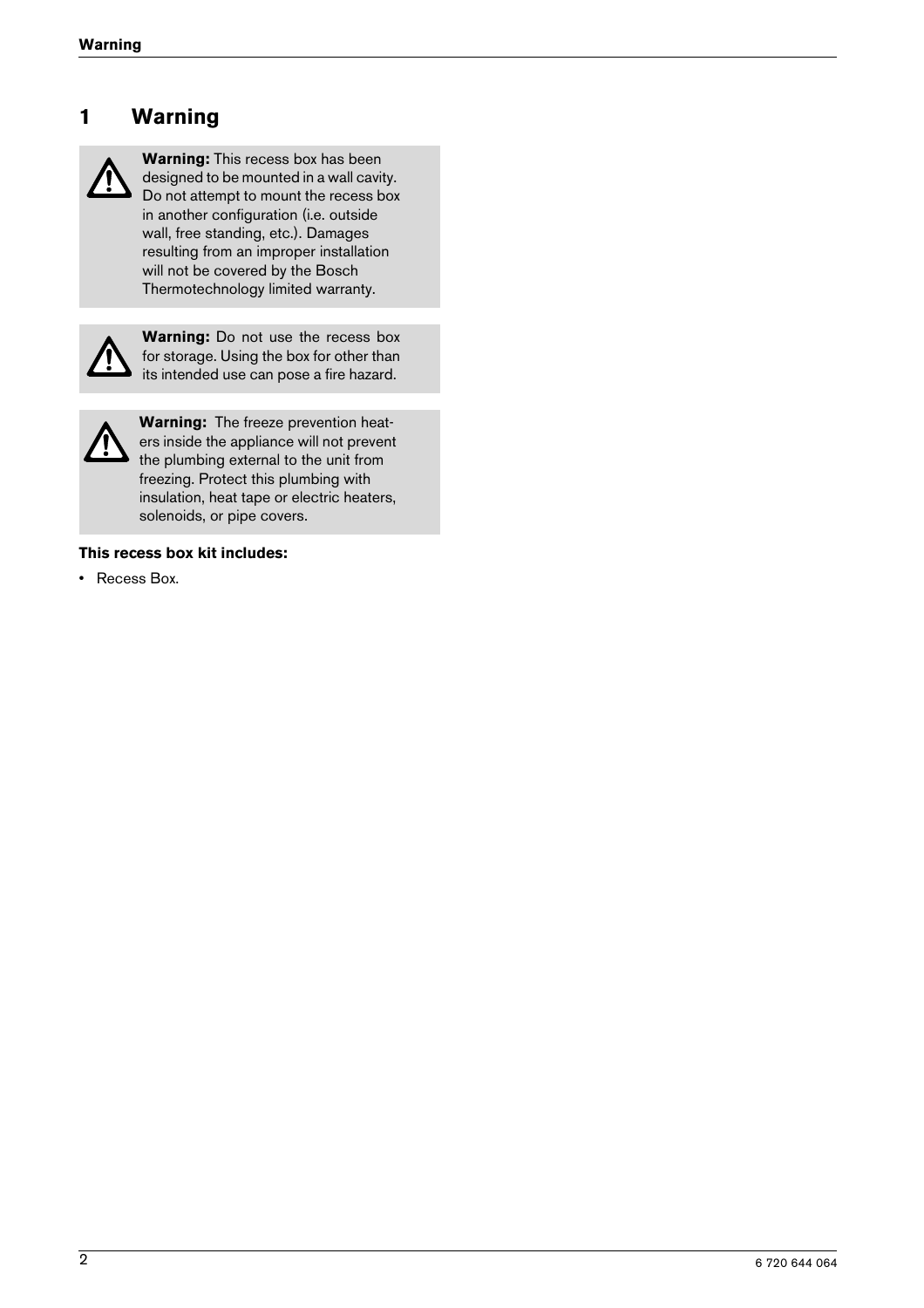# 1 Warning

**Warning:** This recess box has been designed to be mounted in a wall cavity. Do not attempt to mount the recess box in another configuration (i.e. outside wall, free standing, etc.). Damages resulting from an improper installation will not be covered by the Bosch Thermotechnology limited warranty.

**Warning:** Do not use the recess box for storage. Using the box for other than its intended use can pose a fire hazard.

**Warning:** The freeze prevention heaters inside the appliance will not prevent the plumbing external to the unit from freezing. Protect this plumbing with insulation, heat tape or electric heaters, solenoids, or pipe covers.

**This recess box kit includes:**

- Recess Box.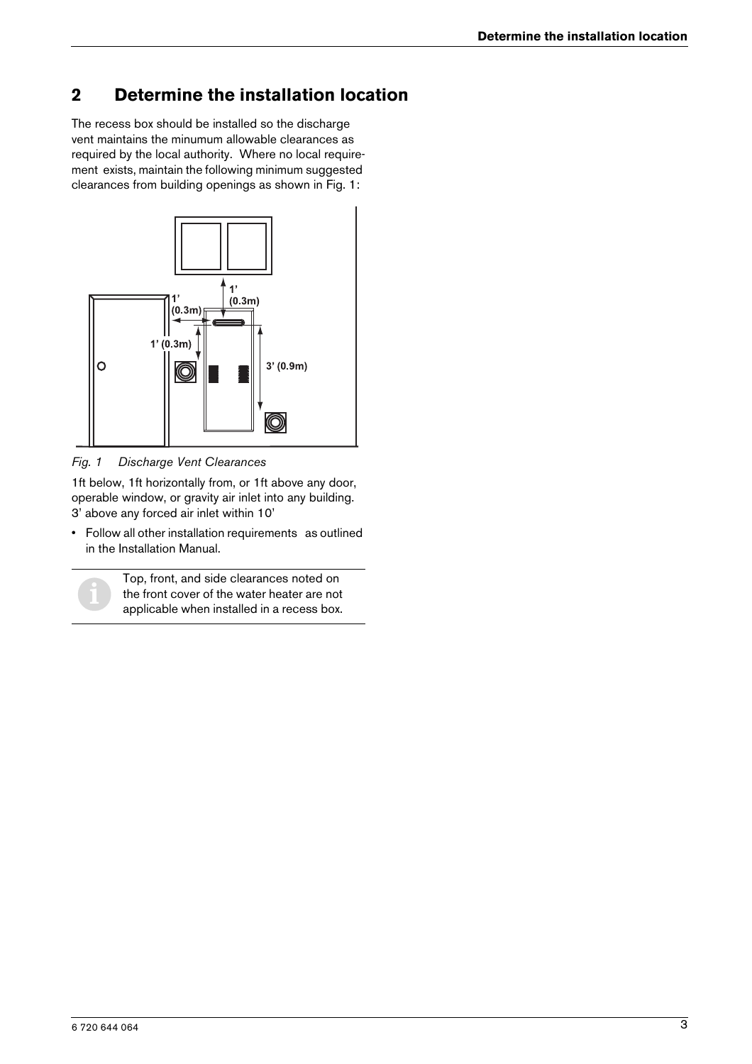## 2 Determine the installation location

The recess box should be installed so the discharge vent maintains the minumum allowable clearances as required by the local authority. Where no local requirement exists, maintain the following minimum suggested clearances from building openings as shown in Fig. 1:

*Fig. 1 Discharge Vent Clearances*

1ft below, 1ft horizontally from, or 1ft above any door, operable window, or gravity air inlet into any building. 3' above any forced air inlet within 10'

- Follow all other installation requirements as outlined in the Installation Manual.

Top, front, and side clearances noted on the front cover of the water heater are not applicable when installed in a recess box.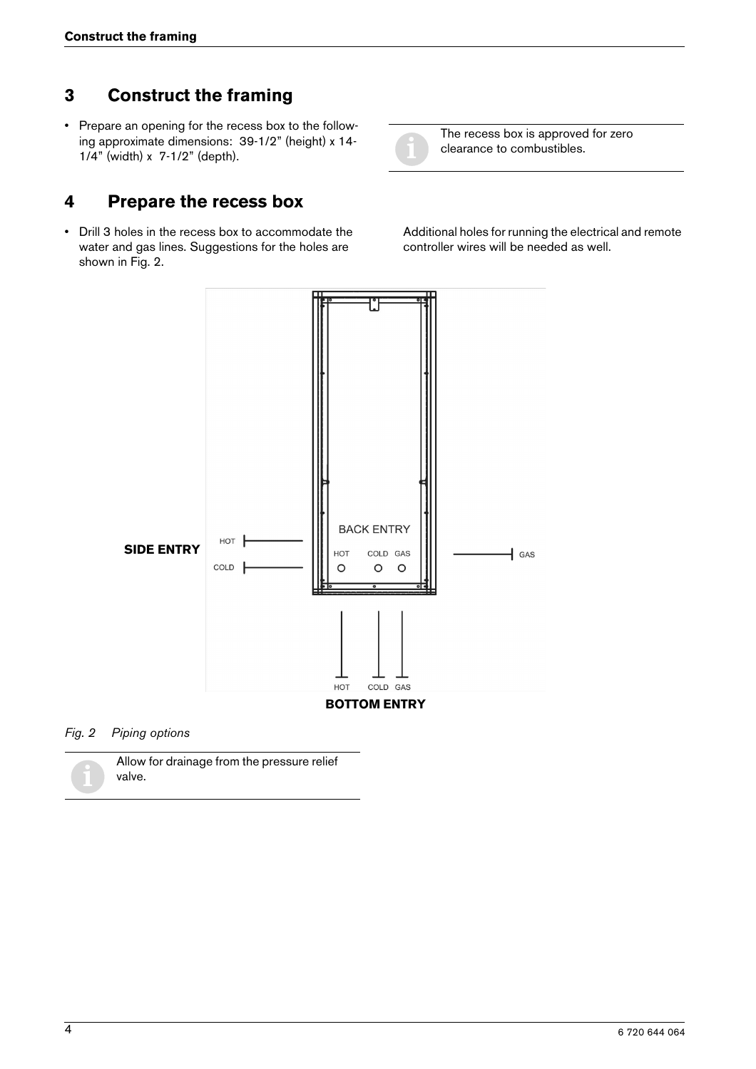# 3 Construct the framing

- Prepare an opening for the recess box to the following approximate dimensions: 39-1/2" (height) x 14-1/4" (width) x 7-1/2" (depth).

The recess box is approved for zero clearance to combustibles.

# 4 Prepare the recess box

- Drill 3 holes in the recess box to accommodate the water and gas lines. Suggestions for the holes are shown in Fig. 2.

Additional holes for running the electrical and remote controller wires will be needed as well.

SIDE ENTRY

HOT

COLD

BACK ENTRY

HOT COLD GAS

GAS

HOT COLD GAS

BOTTOM ENTRY

*Fig. 2 Piping options*

Allow for drainage from the pressure relief valve.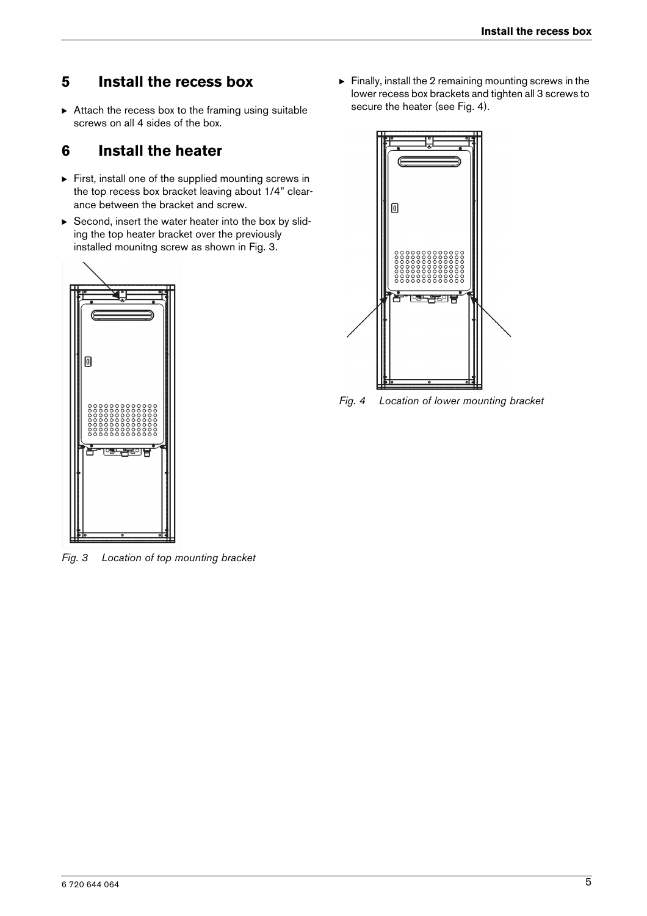## 5 Install the recess box

- Attach the recess box to the framing using suitable screws on all 4 sides of the box.

## 6 Install the heater

- First, install one of the supplied mounting screws in the top recess box bracket leaving about 1/4" clearance between the bracket and screw.
- Second, insert the water heater into the box by sliding the top heater bracket over the previously installed mounitng screw as shown in Fig. 3.

*Fig. 3 Location of top mounting bracket*

- Finally, install the 2 remaining mounting screws in the lower recess box brackets and tighten all 3 screws to secure the heater (see Fig. 4).

*Fig. 4 Location of lower mounting bracket*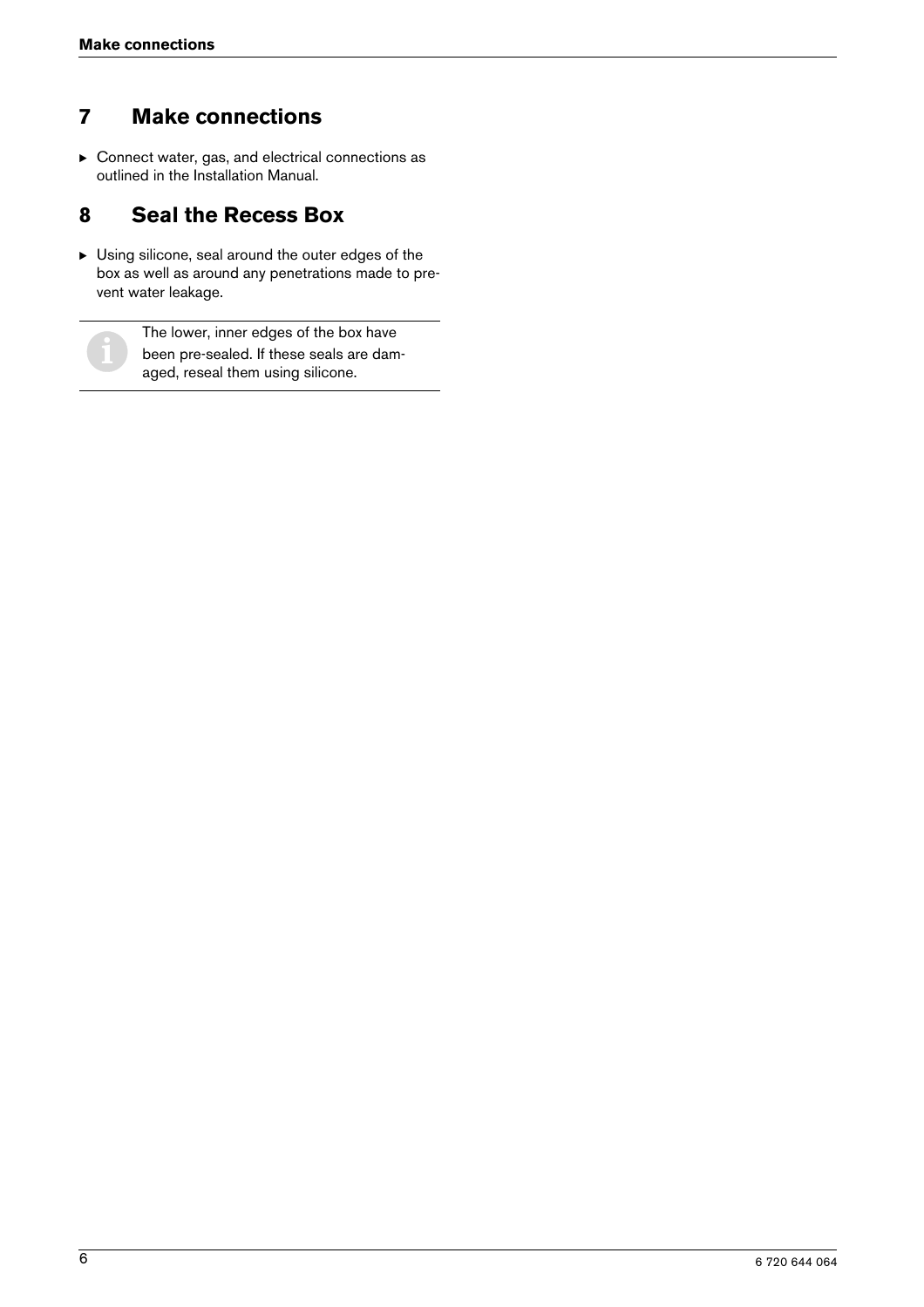## 7 Make connections

- Connect water, gas, and electrical connections as outlined in the Installation Manual.

## 8 Seal the Recess Box

- Using silicone, seal around the outer edges of the box as well as around any penetrations made to prevent water leakage.

> The lower, inner edges of the box have been pre-sealed. If these seals are damaged, reseal them using silicone.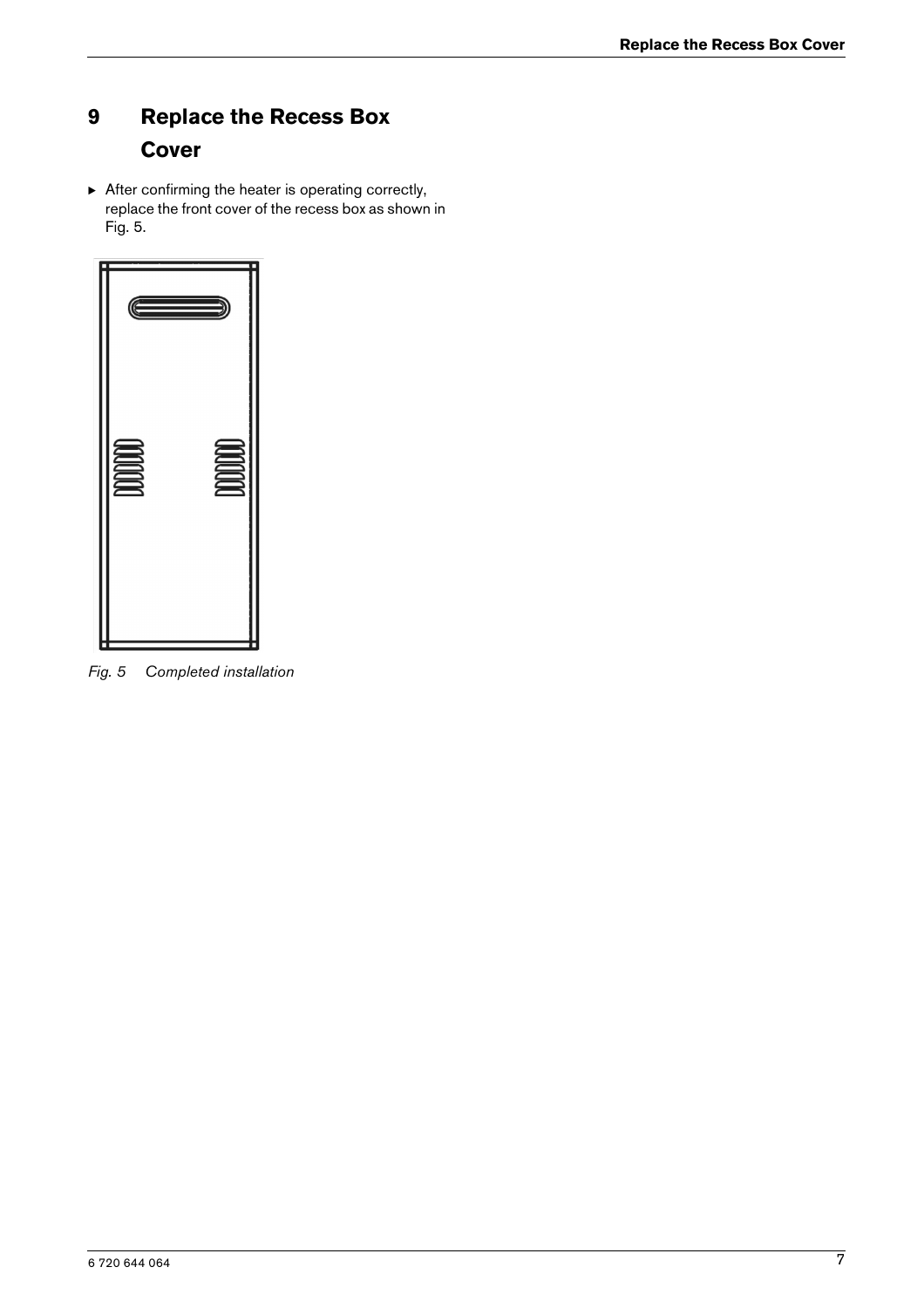# 9 Replace the Recess Box Cover

- After confirming the heater is operating correctly, replace the front cover of the recess box as shown in Fig. 5.

*Fig. 5 Completed installation*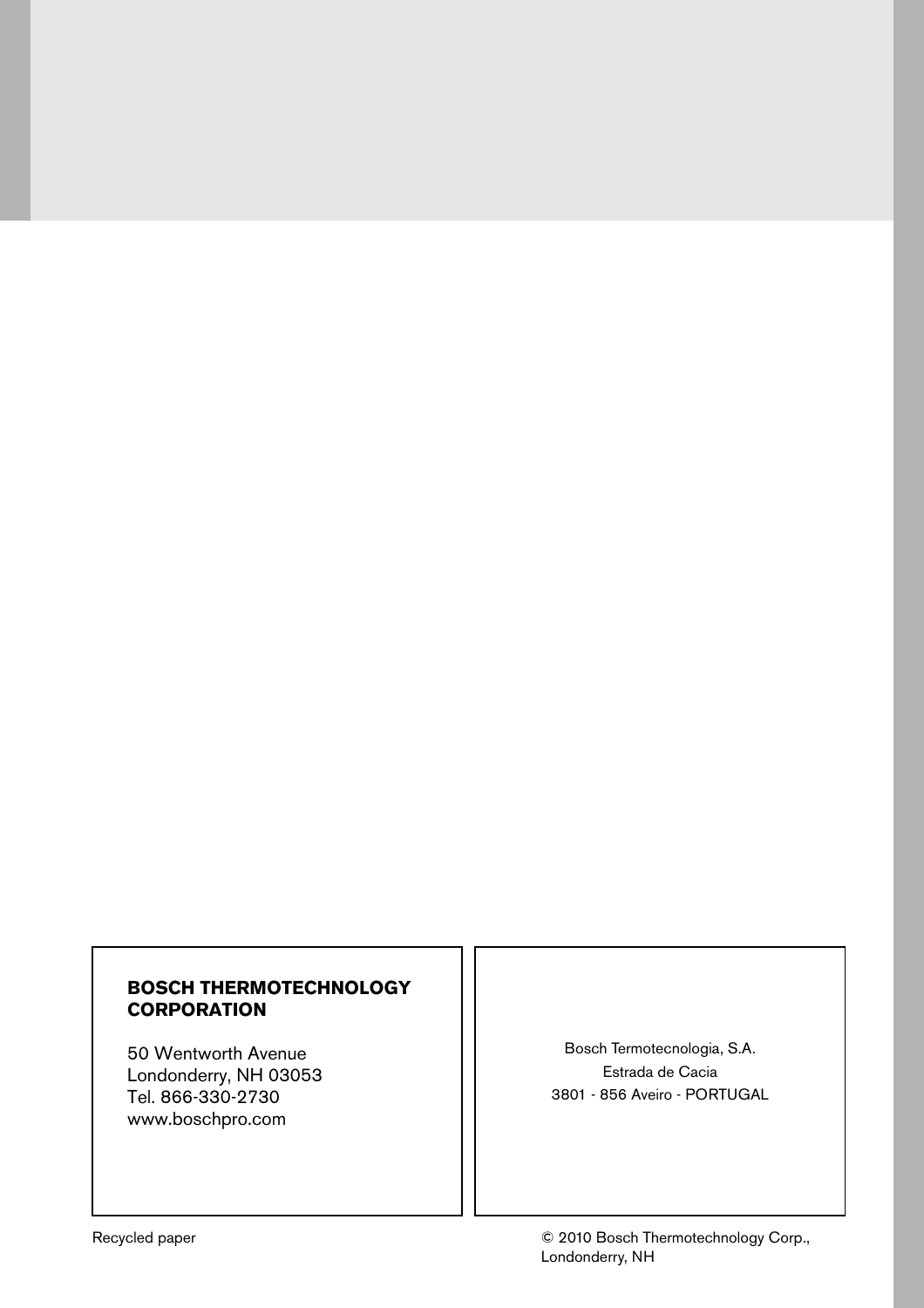**BOSCH THERMOTECHNOLOGY CORPORATION**

50 Wentworth Avenue
Londonderry, NH 03053
Tel. 866-330-2730
www.boschpro.com

Bosch Termotecnologia, S.A.
Estrada de Cacia
3801 - 856 Aveiro - PORTUGAL

Recycled paper

© 2010 Bosch Thermotechnology Corp., Londonderry, NH